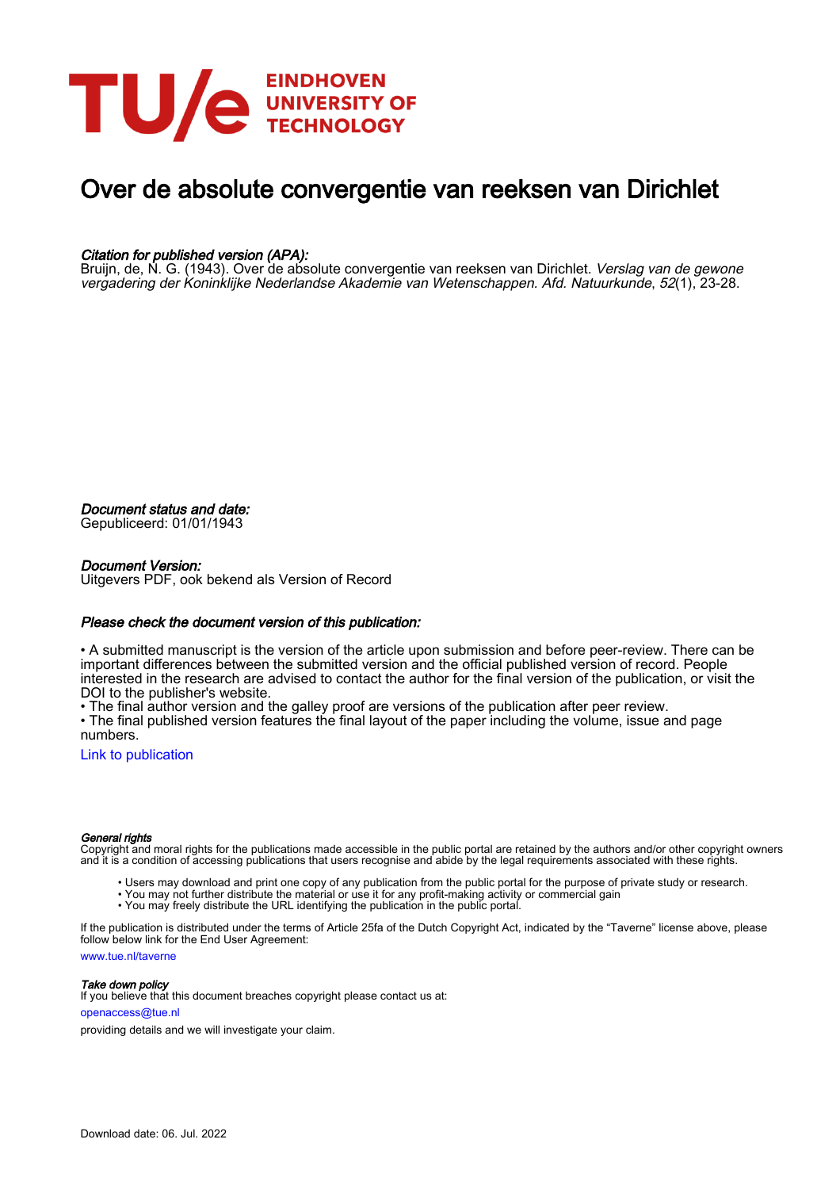EINDHOVEN
UNIVERSITY OF
TECHNOLOGY

# Over de absolute convergentie van reeksen van Dirichlet

***Citation for published version (APA):***

Bruijn, de, N. G. (1943). Over de absolute convergentie van reeksen van Dirichlet. *Verslag van de gewone vergadering der Koninklijke Nederlandse Akademie van Wetenschappen. Afd. Natuurkunde*, *52*(1), 23-28.

***Document status and date:***

Gepubliceerd: 01/01/1943

***Document Version:***

Uitgevers PDF, ook bekend als Version of Record

***Please check the document version of this publication:***

• A submitted manuscript is the version of the article upon submission and before peer-review. There can be important differences between the submitted version and the official published version of record. People interested in the research are advised to contact the author for the final version of the publication, or visit the DOI to the publisher's website.

• The final author version and the galley proof are versions of the publication after peer review.

• The final published version features the final layout of the paper including the volume, issue and page numbers.

Link to publication

***General rights***

Copyright and moral rights for the publications made accessible in the public portal are retained by the authors and/or other copyright owners and it is a condition of accessing publications that users recognise and abide by the legal requirements associated with these rights.

- Users may download and print one copy of any publication from the public portal for the purpose of private study or research.
- You may not further distribute the material or use it for any profit-making activity or commercial gain
- You may freely distribute the URL identifying the publication in the public portal.

If the publication is distributed under the terms of Article 25fa of the Dutch Copyright Act, indicated by the "Taverne" license above, please follow below link for the End User Agreement:

www.tue.nl/taverne

***Take down policy***

If you believe that this document breaches copyright please contact us at:

openaccess@tue.nl

providing details and we will investigate your claim.

Download date: 06. Jul. 2022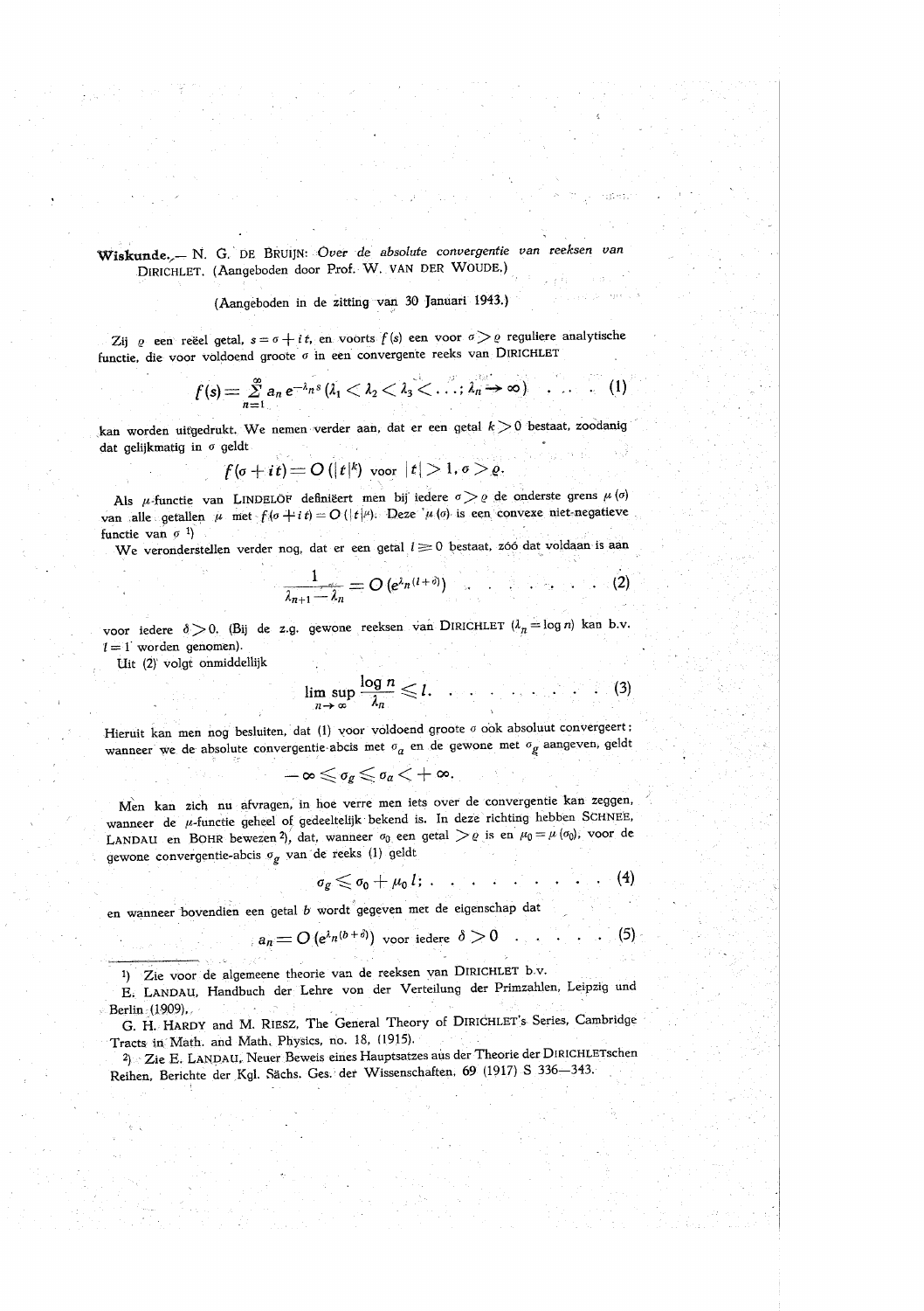**Wiskunde.** — N. G. DE BRUIJN: *Over de absolute convergentie van reeksen van* DIRICHLET. (Aangeboden door Prof. W. VAN DER WOUDE.)

(Aangeboden in de zitting van 30 Januari 1943.)

Zij $\varrho$ een reëel getal, $s = \sigma + it$, en voorts $f(s)$ een voor $\sigma > \varrho$ reguliere analytische functie, die voor voldoend groote $\sigma$ in een convergente reeks van DIRICHLET

$$f(s) = \sum_{n=1}^{\infty} a_n e^{-\lambda_n s} \; (\lambda_1 < \lambda_2 < \lambda_3 < \ldots ; \lambda_n \to \infty) \quad . \quad . \quad . \quad (1)$$

kan worden uitgedrukt. We nemen verder aan, dat er een getal $k > 0$ bestaat, zoodanig dat gelijkmatig in $\sigma$ geldt

$$f(\sigma + it) = O(|t|^k) \text{ voor } |t| > 1, \sigma > \varrho.$$

Als $\mu$-functie van LINDELÖF definiëert men bij iedere $\sigma > \varrho$ de onderste grens $\mu(\sigma)$ van alle getallen $\mu$ met $f(\sigma + it) = O(|t|^\mu)$. Deze $\mu(\sigma)$ is een convexe niet-negatieve functie van $\sigma$ [1])

We veronderstellen verder nog, dat er een getal $l \geqq 0$ bestaat, zóó dat voldaan is aan

$$\frac{1}{\lambda_{n+1} - \lambda_n} = O\left(e^{\lambda_n (l + \delta)}\right) \quad . \quad . \quad . \quad . \quad . \quad . \quad (2)$$

voor iedere $\delta > 0$. (Bij de z.g. gewone reeksen van DIRICHLET ($\lambda_n = \log n$) kan b.v. $l = 1$ worden genomen).

Uit (2) volgt onmiddellijk

$$\limsup_{n \to \infty} \frac{\log n}{\lambda_n} \leqq l. \quad . \quad . \quad . \quad . \quad . \quad . \quad . \quad . \quad (3)$$

Hieruit kan men nog besluiten, dat (1) voor voldoend groote $\sigma$ ook absoluut convergeert; wanneer we de absolute convergentie-abcis met $\sigma_a$ en de gewone met $\sigma_g$ aangeven, geldt

$$-\infty \leqq \sigma_g \leqq \sigma_a < +\infty.$$

Men kan zich nu afvragen, in hoe verre men iets over de convergentie kan zeggen, wanneer de $\mu$-functie geheel of gedeeltelijk bekend is. In deze richting hebben SCHNEE, LANDAU en BOHR bewezen [2]), dat, wanneer $\sigma_0$ een getal $> \varrho$ is en $\mu_0 = \mu(\sigma_0)$, voor de gewone convergentie-abcis $\sigma_g$ van de reeks (1) geldt

$$\sigma_g \leqq \sigma_0 + \mu_0 l; \quad . \quad . \quad . \quad . \quad . \quad . \quad . \quad . \quad . \quad (4)$$

en wanneer bovendien een getal $b$ wordt gegeven met de eigenschap dat

$$a_n = O\left(e^{\lambda_n (b + \delta)}\right) \text{ voor iedere } \delta > 0 \quad . \quad . \quad . \quad . \quad . \quad (5)$$

---

[1]) Zie voor de algemeene theorie van de reeksen van DIRICHLET b.v.
E. LANDAU, Handbuch der Lehre von der Verteilung der Primzahlen, Leipzig und Berlin (1909).
G. H. HARDY and M. RIESZ, The General Theory of DIRICHLET's Series, Cambridge Tracts in Math. and Math. Physics, no. 18, (1915).

[2]) Zie E. LANDAU, Neuer Beweis eines Hauptsatzes aus der Theorie der DIRICHLETschen Reihen, Berichte der Kgl. Sächs. Ges. der Wissenschaften, **69** (1917) S 336—343.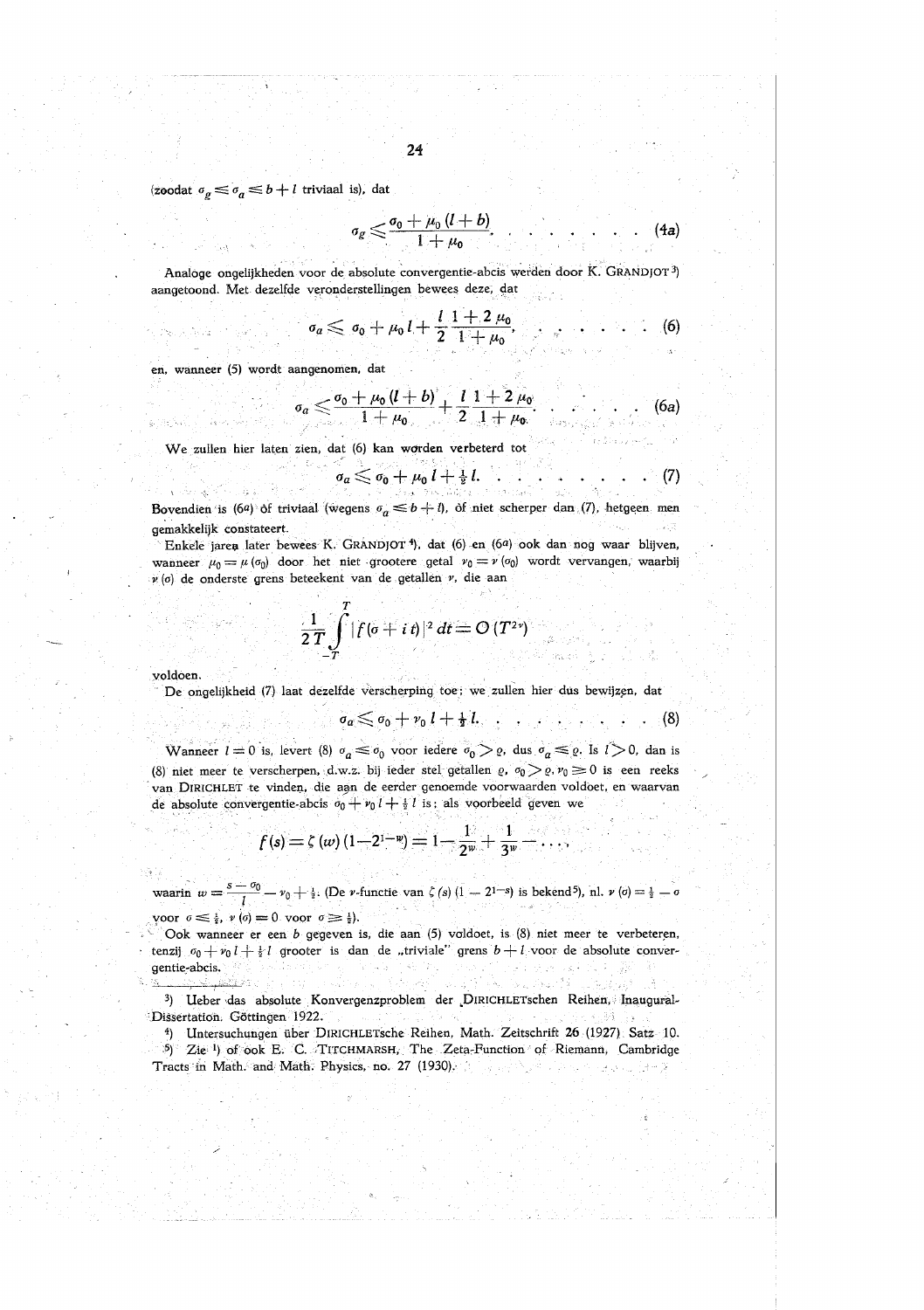(zoodat $\sigma_g \leqslant \sigma_a \leqslant b + l$ triviaal is), dat

$$\sigma_g \leqslant \frac{\sigma_0 + \mu_0 (l + b)}{1 + \mu_0}. \quad \quad (4a)$$

Analoge ongelijkheden voor de absolute convergentie-abcis werden door K. GRANDJOT [3]) aangetoond. Met dezelfde veronderstellingen bewees deze, dat

$$\sigma_a \leqslant \sigma_0 + \mu_0 l + \frac{l}{2} \frac{1 + 2\mu_0}{1 + \mu_0}, \quad \quad (6)$$

en, wanneer (5) wordt aangenomen, dat

$$\sigma_a \leqslant \frac{\sigma_0 + \mu_0 (l + b)}{1 + \mu_0} + \frac{l}{2} \frac{1 + 2\mu_0}{1 + \mu_0}. \quad \quad (6a)$$

We zullen hier laten zien, dat (6) kan worden verbeterd tot

$$\sigma_a \leqslant \sigma_0 + \mu_0 l + \tfrac{1}{2} l. \quad \quad (7)$$

Bovendien is (6$a$) òf triviaal (wegens $\sigma_a \leqslant b + l$), òf niet scherper dan (7), hetgeen men gemakkelijk constateert.

Enkele jaren later bewees K. GRANDJOT [4]), dat (6) en (6$a$) ook dan nog waar blijven, wanneer $\mu_0 = \mu(\sigma_0)$ door het niet grootere getal $\nu_0 = \nu(\sigma_0)$ wordt vervangen, waarbij $\nu(\sigma)$ de onderste grens beteekent van de getallen $\nu$, die aan

$$\frac{1}{2T} \int_{-T}^{T} |f(\sigma + it)|^2 \, dt = O(T^{2\nu})$$

voldoen.

De ongelijkheid (7) laat dezelfde verscherping toe; we zullen hier dus bewijzen, dat

$$\sigma_a \leqslant \sigma_0 + \nu_0 l + \tfrac{1}{2} l. \quad \quad (8)$$

Wanneer $l = 0$ is, levert (8) $\sigma_a \leqslant \sigma_0$ voor iedere $\sigma_0 > \varrho$, dus $\sigma_a \leqslant \varrho$. Is $l > 0$, dan is (8) niet meer te verscherpen, d.w.z. bij ieder stel getallen $\varrho$, $\sigma_0 > \varrho$, $\nu_0 \geqslant 0$ is een reeks van DIRICHLET te vinden, die aan de eerder genoemde voorwaarden voldoet, en waarvan de absolute convergentie-abcis $\sigma_0 + \nu_0 l + \frac{1}{2} l$ is; als voorbeeld geven we

$$f(s) = \zeta(w)(1 - 2^{1-w}) = 1 - \frac{1}{2^w} + \frac{1}{3^w} - \ldots,$$

waarin $w = \frac{s - \sigma_0}{l} - \nu_0 + \frac{1}{2}$. (De $\nu$-functie van $\zeta(s)(1 - 2^{1-s})$ is bekend [5]), nl. $\nu(\sigma) = \frac{1}{2} - \sigma$ voor $\sigma \leqslant \frac{1}{2}$, $\nu(\sigma) = 0$ voor $\sigma \geqslant \frac{1}{2}$).

Ook wanneer er een $b$ gegeven is, die aan (5) voldoet, is (8) niet meer te verbeteren, tenzij $\sigma_0 + \nu_0 l + \frac{1}{2} l$ grooter is dan de „triviale" grens $b + l$ voor de absolute convergentie-abcis.

---

[3]) Ueber das absolute Konvergenzproblem der DIRICHLETschen Reihen, Inaugural-Dissertation. Göttingen 1922.

[4]) Untersuchungen über DIRICHLETsche Reihen, Math. Zeitschrift 26 (1927) Satz 10.

[5]) Zie [1]) of ook E. C. TITCHMARSH, The Zeta-Function of Riemann, Cambridge Tracts in Math. and Math. Physics, no. 27 (1930).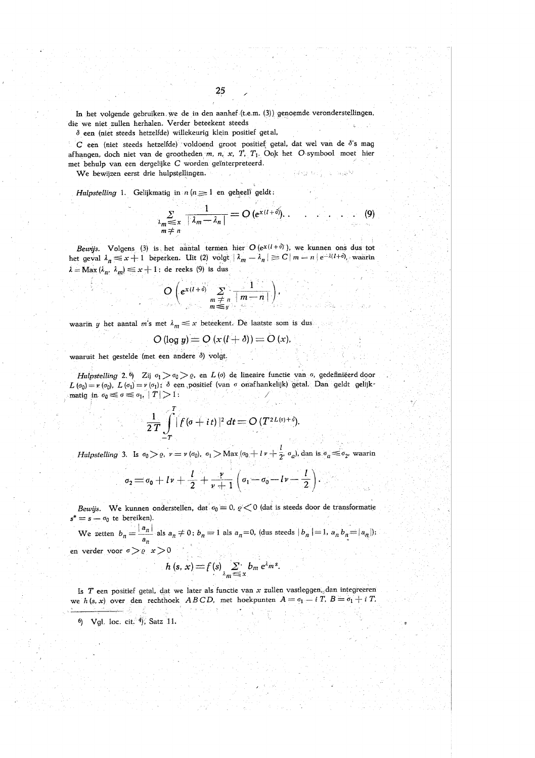In het volgende gebruiken we de in den aanhef (t.e.m. (3)) genoemde veronderstellingen, die we niet zullen herhalen. Verder beteekent steeds

$\delta$ een (niet steeds hetzelfde) willekeurig klein positief getal,

$C$ een (niet steeds hetzelfde) voldoend groot positief getal, dat wel van de $\delta$'s mag afhangen, doch niet van de grootheden $m$, $n$, $x$, $T$, $T_1$. Ook het $O$-symbool moet hier met behulp van een dergelijke $C$ worden geïnterpreteerd.

We bewijzen eerst drie hulpstellingen.

*Hulpstelling* 1. Gelijkmatig in $n$ ($n \geqq 1$ en geheel) geldt:

$$\sum_{\substack{\lambda_m \leqq x \\ m \neq n}} \frac{1}{|\lambda_m - \lambda_n|} = O\left(e^{x(l+\delta)}\right). \qquad (9)$$

*Bewijs.* Volgens (3) is het aantal termen hier $O(e^{x(l+\delta)})$, we kunnen ons dus tot het geval $\lambda_n \leqq x+1$ beperken. Uit (2) volgt $|\lambda_m - \lambda_n| \geqq C|m-n|e^{-\lambda(l+\delta)}$, waarin $\lambda = \operatorname{Max}(\lambda_n, \lambda_m) \leqq x+1$; de reeks (9) is dus

$$O\left(e^{x(l+\delta)} \sum_{\substack{m \neq n \\ m \leqq y}} \frac{1}{|m-n|}\right),$$

waarin $y$ het aantal $m$'s met $\lambda_m \leqq x$ beteekent. De laatste som is dus

$$O(\log y) = O(x(l+\delta)) = O(x),$$

waaruit het gestelde (met een andere $\delta$) volgt.

*Hulpstelling* 2.[6] Zij $\sigma_1 > \sigma_0 > \varrho$, en $L(\sigma)$ de lineaire functie van $\sigma$, gedefinieërd door $L(\sigma_0) = \nu(\sigma_0)$, $L(\sigma_1) = \nu(\sigma_1)$; $\delta$ een positief (van $\sigma$ onafhankelijk) getal. Dan geldt gelijkmatig in $\sigma_0 \leqq \sigma \leqq \sigma_1$, $|T| > 1$:

$$\frac{1}{2T}\int_{-T}^{T} |f(\sigma + it)|^2 \, dt = O\left(T^{2L(\sigma)+\delta}\right).$$

*Hulpstelling* 3. Is $\sigma_0 > \varrho$, $\nu = \nu(\sigma_0)$, $\sigma_1 > \operatorname{Max}\left(\sigma_0 + l\nu + \frac{l}{2}, \sigma_a\right)$, dan is $\sigma_a \leqq \sigma_2$, waarin

$$\sigma_2 = \sigma_0 + l\nu + \frac{l}{2} + \frac{\nu}{\nu+1}\left(\sigma_1 - \sigma_0 - l\nu - \frac{l}{2}\right).$$

*Bewijs.* We kunnen onderstellen, dat $\sigma_0 = 0$, $\varrho < 0$ (dat is steeds door de transformatie $s^* = s - \sigma_0$ te bereiken).

We zetten $b_n = \frac{|a_n|}{a_n}$ als $a_n \neq 0$; $b_n = 1$ als $a_n = 0$, (dus steeds $|b_n| = 1$, $a_n b_n = |a_n|$); en verder voor $\sigma > \varrho$ $x > 0$

$$h(s, x) = f(s) \sum_{\lambda_m \leqq x} b_m e^{\lambda_m s}.$$

Is $T$ een positief getal, dat we later als functie van $x$ zullen vastleggen, dan integreeren we $h(s, x)$ over den rechthoek $ABCD$, met hoekpunten $A = \sigma_1 - iT$, $B = \sigma_1 + iT$,

---

[6] Vgl. loc. cit. [4], Satz 11.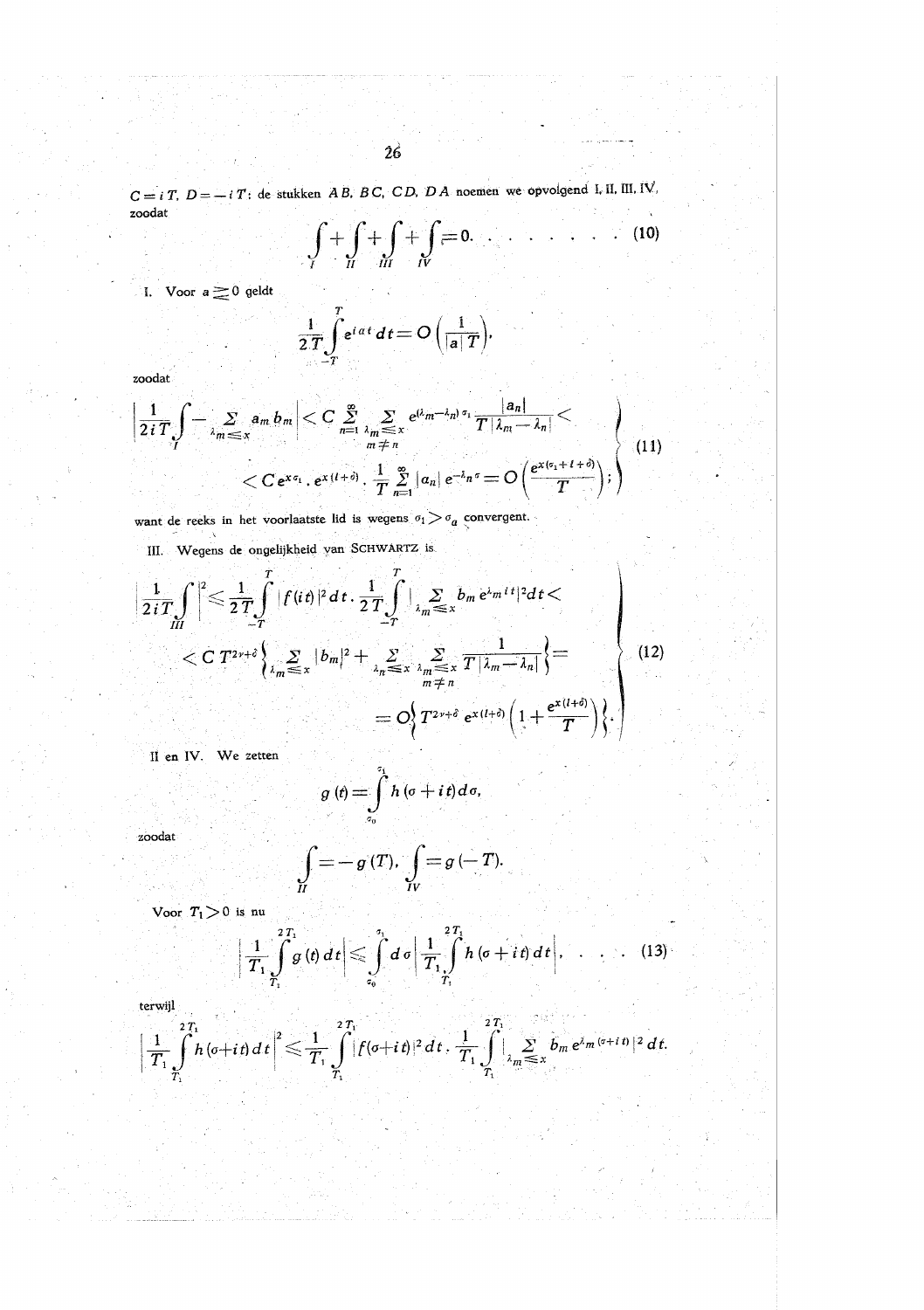$C = iT$, $D = -iT$: de stukken $AB$, $BC$, $CD$, $DA$ noemen we opvolgend I, II, III, IV, zoodat

$$\int_I + \int_{II} + \int_{III} + \int_{IV} = 0. \quad \ldots \ldots \ldots \quad (10)$$

I. Voor $a \gtrless 0$ geldt

$$\frac{1}{2T}\int_{-T}^{T} e^{iat}\,dt = O\left(\frac{1}{|a|\,T}\right),$$

zoodat

$$\left.\begin{aligned}\left|\frac{1}{2iT}\int_I - \sum_{\lambda_m \leqq x} a_m b_m\right| &< C \sum_{n=1}^{\infty} \sum_{\substack{\lambda_m \leqq x \\ m \neq n}} e^{(\lambda_m - \lambda_n)\sigma_1} \frac{|a_n|}{T\,|\lambda_m - \lambda_n|} < \\ &< C e^{x\sigma_1} \cdot e^{x(l+\delta)} \cdot \frac{1}{T}\sum_{n=1}^{\infty} |a_n|\, e^{-\lambda_n \sigma} = O\left(\frac{e^{x(\sigma_1 + l + \delta)}}{T}\right);\end{aligned}\right\} \quad (11)$$

want de reeks in het voorlaatste lid is wegens $\sigma_1 > \sigma_a$ convergent.

III. Wegens de ongelijkheid van SCHWARTZ is

$$\left.\begin{aligned}\left|\frac{1}{2iT}\int_{III}\right|^2 &\leqq \frac{1}{2T}\int_{-T}^{T} |f(it)|^2\,dt \cdot \frac{1}{2T}\int_{-T}^{T} \Big|\sum_{\lambda_m \leqq x} b_m e^{\lambda_m i t}\Big|^2 dt < \\ &< C\,T^{2\nu+\delta}\left\{\sum_{\lambda_m \leqq x} |b_m|^2 + \sum_{\lambda_n \leqq x} \sum_{\substack{\lambda_m \leqq x \\ m \neq n}} \frac{1}{T\,|\lambda_m - \lambda_n|}\right\} = \\ &= O\left\{T^{2\nu+\delta}\, e^{x(l+\delta)}\left(1 + \frac{e^{x(l+\delta)}}{T}\right)\right\}.\end{aligned}\right\} \quad (12)$$

II en IV. We zetten

$$g(t) = \int_{\sigma_0}^{\sigma_1} h(\sigma + it)\,d\sigma,$$

zoodat

$$\int_{II} = -g(T), \quad \int_{IV} = g(-T).$$

Voor $T_1 > 0$ is nu

$$\left|\frac{1}{T_1}\int_{T_1}^{2T_1} g(t)\,dt\right| \leqq \int_{\sigma_0}^{\sigma_1} d\sigma \left|\frac{1}{T_1}\int_{T_1}^{2T_1} h(\sigma + it)\,dt\right|, \quad \ldots \quad (13)$$

terwijl

$$\left|\frac{1}{T_1}\int_{T_1}^{2T_1} h(\sigma+it)\,dt\right|^2 \leqq \frac{1}{T_1}\int_{T_1}^{2T_1} |f(\sigma+it)|^2\,dt \cdot \frac{1}{T_1}\int_{T_1}^{2T_1} \Big|\sum_{\lambda_m \leqq x} b_m e^{\lambda_m(\sigma+it)}\Big|^2\,dt.$$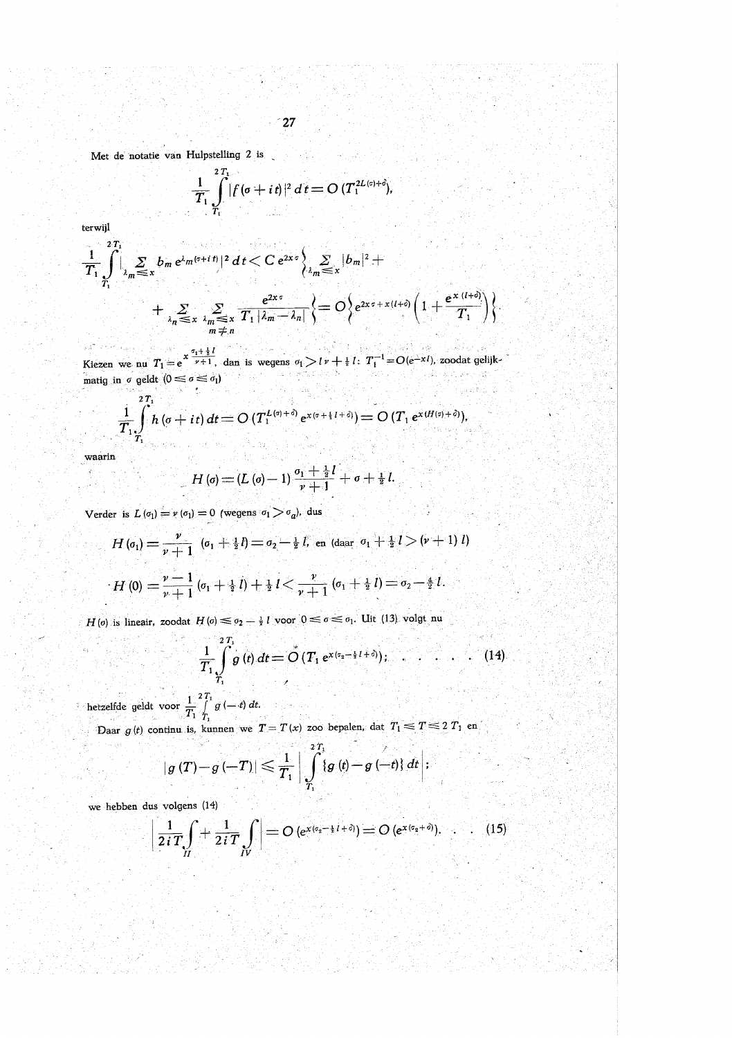Met de notatie van Hulpstelling 2 is

$$\frac{1}{T_1}\int_{T_1}^{2T_1} |f(\sigma+it)|^2\,dt = O\,(T_1^{2L(\sigma)+\delta}),$$

terwijl

$$\frac{1}{T_1}\int_{T_1}^{2T_1} \Big|\sum_{\lambda_m \leqq x} b_m e^{\lambda_m(\sigma+it)}\Big|^2 dt < C\, e^{2x\sigma}\Big\{\sum_{\lambda_m \leqq x} |b_m|^2 +$$

$$+ \sum_{\lambda_n \leqq x}\ \sum_{\substack{\lambda_m \leqq x \\ m \neq n}} \frac{e^{2x\sigma}}{T_1\,|\lambda_m - \lambda_n|}\Big\} = O\Big\{e^{2x\sigma + x(l+\delta)}\Big(1 + \frac{e^{x(l+\delta)}}{T_1}\Big)\Big\}.$$

Kiezen we nu $T_1 = e^{x\frac{\sigma_1+\frac{1}{2}l}{\nu+1}}$, dan is wegens $\sigma_1 > l\nu + \frac{1}{2}l$: $T_1^{-1} = O(e^{-xl})$, zoodat gelijkmatig in $\sigma$ geldt $(0 \leqq \sigma \leqq \sigma_1)$

$$\frac{1}{T_1}\int_{T_1}^{2T_1} h\,(\sigma+it)\,dt = O\,(T_1^{L(\sigma)+\delta}\, e^{x(\sigma+\frac{1}{2}l+\delta)}) = O\,(T_1\, e^{x(H(\sigma)+\delta)}),$$

waarin

$$H(\sigma) = (L(\sigma)-1)\,\frac{\sigma_1+\frac{1}{2}l}{\nu+1} + \sigma + \tfrac{1}{2}l.$$

Verder is $L(\sigma_1) = \nu(\sigma_1) = 0$ (wegens $\sigma_1 > \sigma_a$), dus

$$H(\sigma_1) = \frac{\nu}{\nu+1}\,(\sigma_1+\tfrac{1}{2}l) = \sigma_2 - \tfrac{1}{2}l, \text{ en (daar } \sigma_1 + \tfrac{1}{2}l > (\nu+1)\,l)$$

$$H(0) = \frac{\nu-1}{\nu+1}\,(\sigma_1+\tfrac{1}{2}l) + \tfrac{1}{2}l < \frac{\nu}{\nu+1}\,(\sigma_1+\tfrac{1}{2}l) = \sigma_2 - \tfrac{1}{2}l.$$

$H(\sigma)$ is lineair, zoodat $H(\sigma) \leqq \sigma_2 - \frac{1}{2}l$ voor $0 \leqq \sigma \leqq \sigma_1$. Uit (13) volgt nu

$$\frac{1}{T_1}\int_{T_1}^{2T_1} g\,(t)\,dt = O\,(T_1\, e^{x(\sigma_2 - \frac{1}{2}l+\delta)}); \quad \ldots \ldots \quad (14)$$

hetzelfde geldt voor $\frac{1}{T_1}\int_{T_1}^{2T_1} g\,(-t)\,dt$.

Daar $g\,(t)$ continu is, kunnen we $T = T(x)$ zoo bepalen, dat $T_1 \leqq T \leqq 2\,T_1$ en

$$|g\,(T) - g\,(-T)| \leqq \frac{1}{T_1}\,\Big|\int_{T_1}^{2T_1}\{g\,(t) - g\,(-t)\}\,dt\Big|;$$

we hebben dus volgens (14)

$$\Big|\frac{1}{2iT}\int_{II} + \frac{1}{2iT}\int_{IV}\Big| = O\,(e^{x(\sigma_2-\frac{1}{2}l+\delta)}) = O\,(e^{x(\sigma_2+\delta)}). \quad . \quad . \quad (15)$$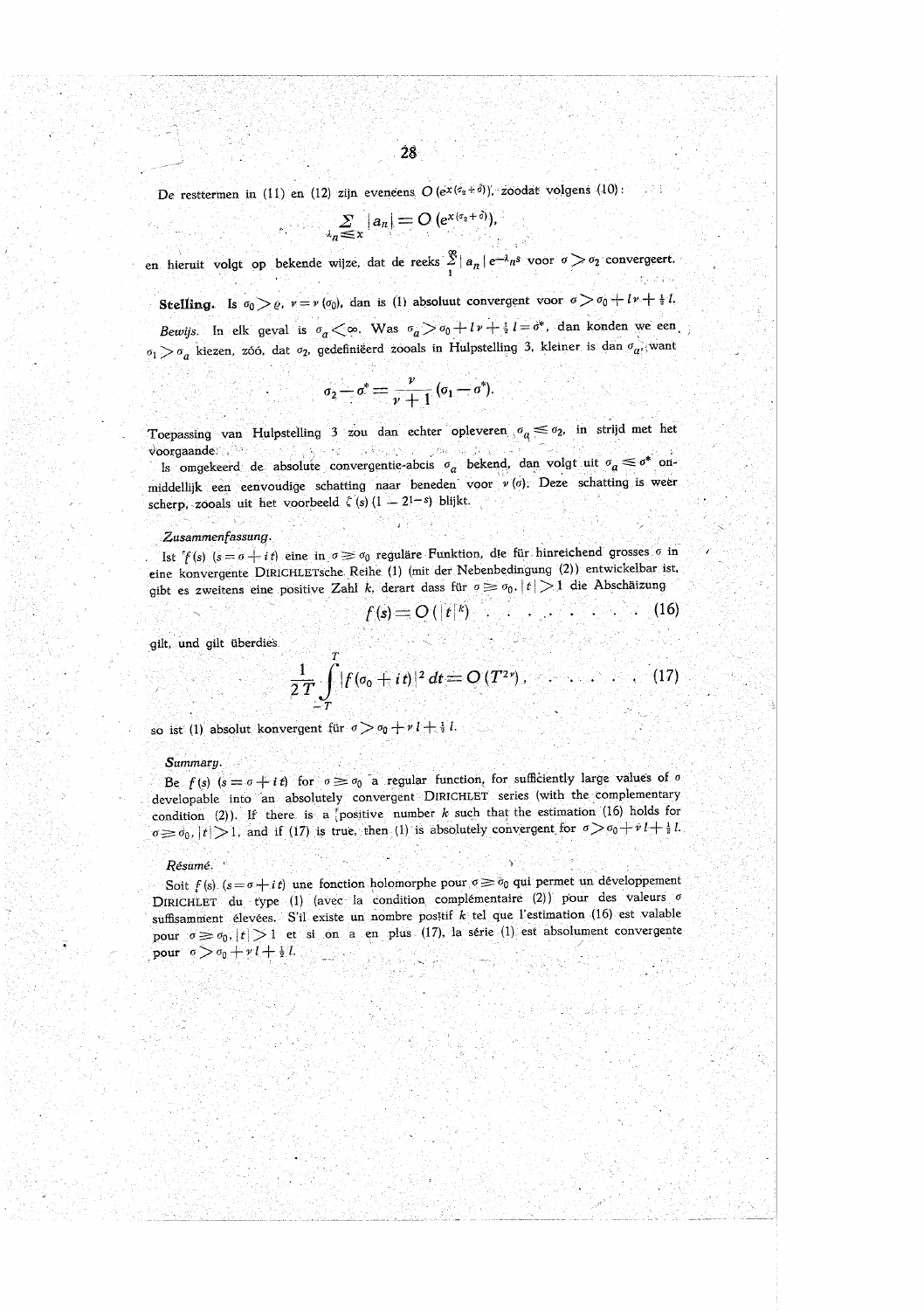De resttermen in (11) en (12) zijn eveneens $O(e^{x(\sigma_2+\delta)})$, zoodat volgens (10):

$$\sum_{\lambda_n \leqq x} |a_n| = O(e^{x(\sigma_2+\delta)}),$$

en hieruit volgt op bekende wijze, dat de reeks $\sum_1^\infty |a_n| e^{-\lambda_n s}$ voor $\sigma > \sigma_2$ convergeert.

**Stelling.** Is $\sigma_0 > \varrho$, $\nu = \nu(\sigma_0)$, dan is (1) absoluut convergent voor $\sigma > \sigma_0 + l\nu + \frac{1}{2} l$.

*Bewijs.* In elk geval is $\sigma_a < \infty$. Was $\sigma_a > \sigma_0 + l\nu + \frac{1}{2} l = \sigma^*$, dan konden we een $\sigma_1 > \sigma_a$ kiezen, zóó, dat $\sigma_2$, gedefiniëerd zooals in Hulpstelling 3, kleiner is dan $\sigma_a$, want

$$\sigma_2 - \sigma^* = \frac{\nu}{\nu+1}(\sigma_1 - \sigma^*).$$

Toepassing van Hulpstelling 3 zou dan echter opleveren $\sigma_a \leqq \sigma_2$, in strijd met het voorgaande.

Is omgekeerd de absolute convergentie-abcis $\sigma_a$ bekend, dan volgt uit $\sigma_a \leqq \sigma^*$ onmiddellijk een eenvoudige schatting naar beneden voor $\nu(\sigma)$. Deze schatting is weer scherp, zooals uit het voorbeeld $\zeta(s)(1 - 2^{1-s})$ blijkt.

*Zusammenfassung.*

Ist $f(s)$ $(s = \sigma + it)$ eine in $\sigma \geqq \sigma_0$ reguläre Funktion, die für hinreichend grosses $\sigma$ in eine konvergente DIRICHLETsche Reihe (1) (mit der Nebenbedingung (2)) entwickelbar ist, gibt es zweitens eine positive Zahl $k$, derart dass für $\sigma \geqq \sigma_0$, $|t| > 1$ die Abschäizung

$$f(s) = O(|t|^k) \quad \ldots \ldots \ldots \quad (16)$$

gilt, und gilt überdies

$$\frac{1}{2T}\int_{-T}^{T} |f(\sigma_0 + it)|^2 \, dt = O(T^{2\nu}), \quad \ldots \ldots \quad (17)$$

so ist (1) absolut konvergent für $\sigma > \sigma_0 + \nu l + \frac{1}{2} l$.

*Summary.*

Be $f(s)$ $(s = \sigma + it)$ for $\sigma \geqq \sigma_0$ a regular function, for sufficiently large values of $\sigma$ developable into an absolutely convergent DIRICHLET series (with the complementary condition (2)). If there is a positive number $k$ such that the estimation (16) holds for $\sigma \geqq \sigma_0$, $|t| > 1$, and if (17) is true, then (1) is absolutely convergent for $\sigma > \sigma_0 + \nu l + \frac{1}{2} l$.

*Résumé.*

Soit $f(s)$ $(s = \sigma + it)$ une fonction holomorphe pour $\sigma \geqq \sigma_0$ qui permet un développement DIRICHLET du type (1) (avec la condition complémentaire (2)) pour des valeurs $\sigma$ suffisamment élevées. S'il existe un nombre positif $k$ tel que l'estimation (16) est valable pour $\sigma \geqq \sigma_0$, $|t| > 1$ et si on a en plus (17), la série (1) est absolument convergente pour $\sigma > \sigma_0 + \nu l + \frac{1}{2} l$.